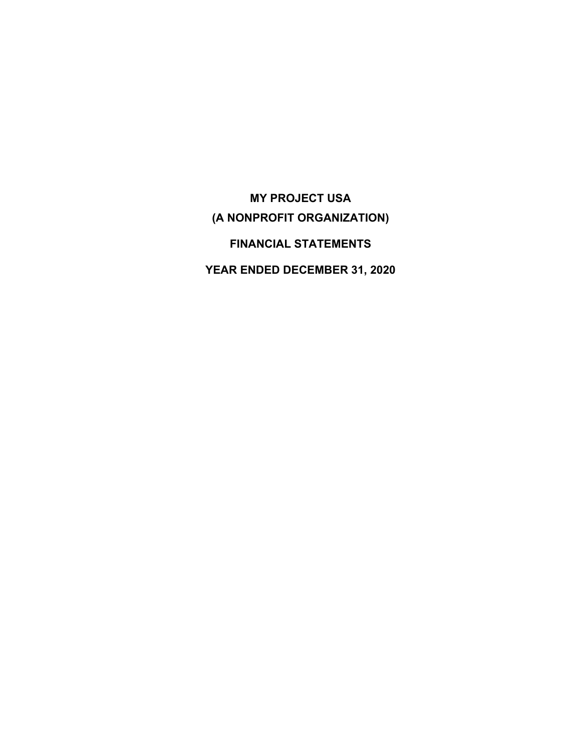# MY PROJECT USA

# (A NONPROFIT ORGANIZATION)

# FINANCIAL STATEMENTS

# YEAR ENDED DECEMBER 31, 2020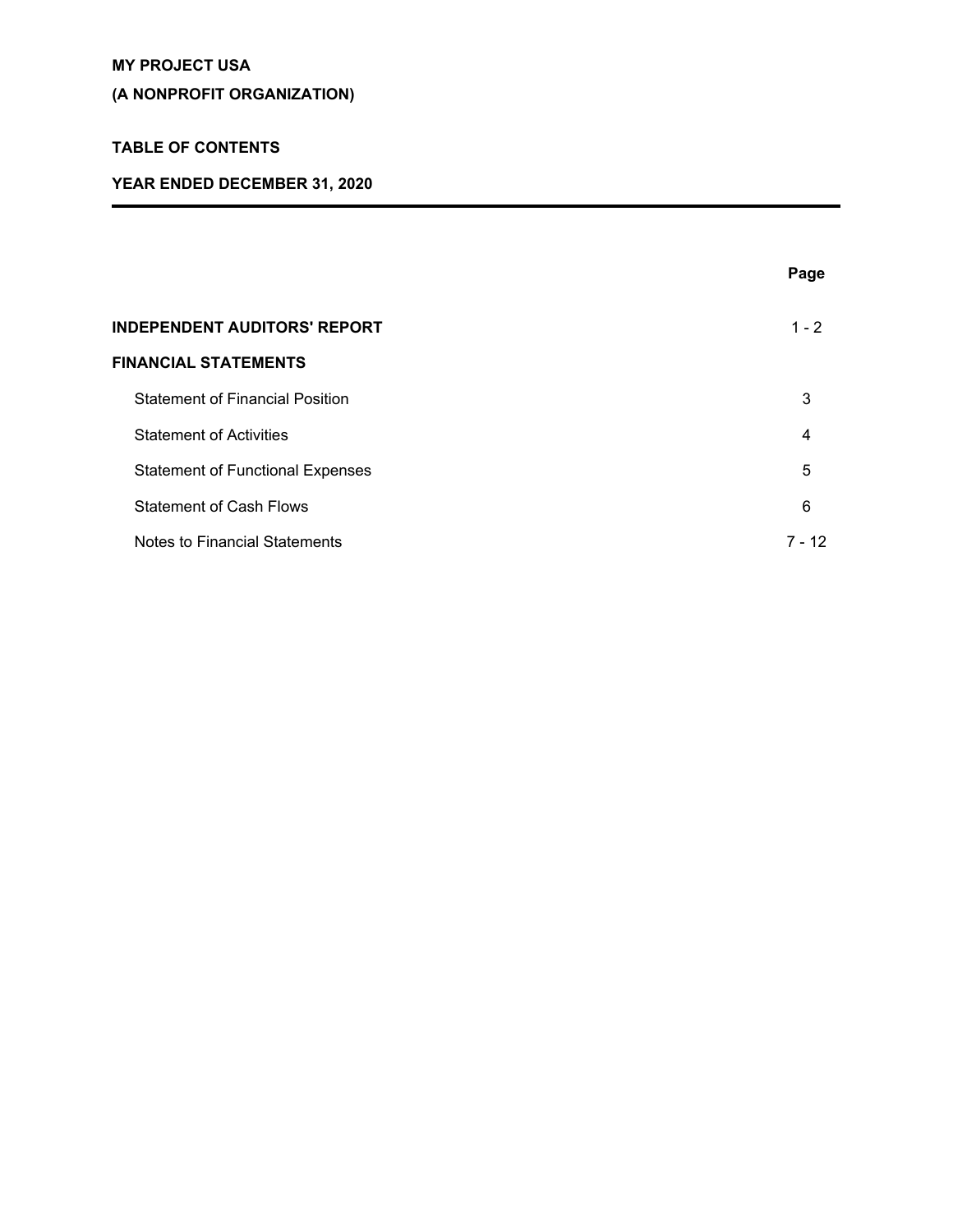**MY PROJECT USA**

**(A NONPROFIT ORGANIZATION)**

**TABLE OF CONTENTS**

**YEAR ENDED DECEMBER 31, 2020**

| | **Page** |
|---|---|
| **INDEPENDENT AUDITORS' REPORT** | 1 - 2 |
| **FINANCIAL STATEMENTS** | |
| Statement of Financial Position | 3 |
| Statement of Activities | 4 |
| Statement of Functional Expenses | 5 |
| Statement of Cash Flows | 6 |
| Notes to Financial Statements | 7 - 12 |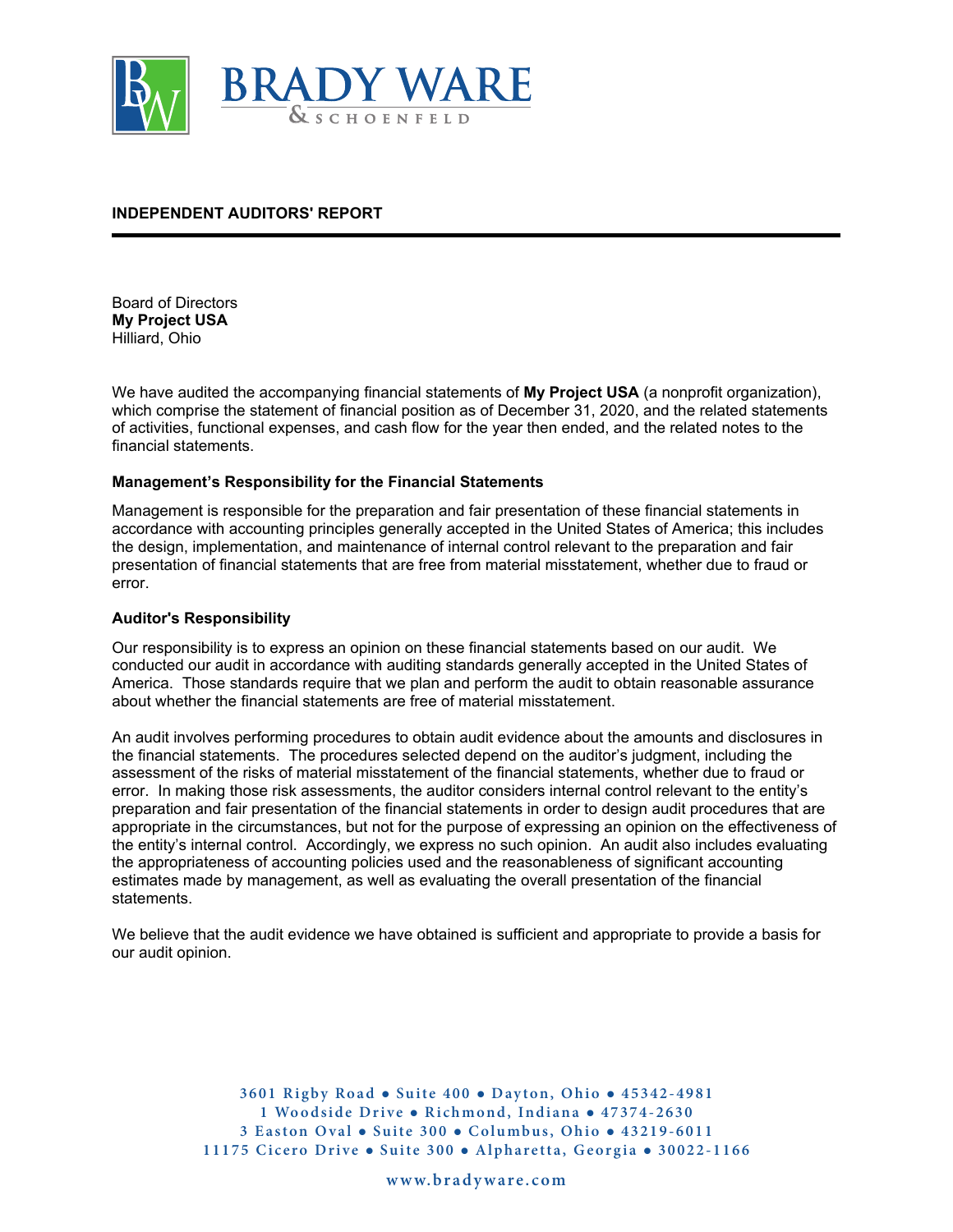# INDEPENDENT AUDITORS' REPORT

Board of Directors
**My Project USA**
Hilliard, Ohio

We have audited the accompanying financial statements of **My Project USA** (a nonprofit organization), which comprise the statement of financial position as of December 31, 2020, and the related statements of activities, functional expenses, and cash flow for the year then ended, and the related notes to the financial statements.

### Management's Responsibility for the Financial Statements

Management is responsible for the preparation and fair presentation of these financial statements in accordance with accounting principles generally accepted in the United States of America; this includes the design, implementation, and maintenance of internal control relevant to the preparation and fair presentation of financial statements that are free from material misstatement, whether due to fraud or error.

### Auditor's Responsibility

Our responsibility is to express an opinion on these financial statements based on our audit. We conducted our audit in accordance with auditing standards generally accepted in the United States of America. Those standards require that we plan and perform the audit to obtain reasonable assurance about whether the financial statements are free of material misstatement.

An audit involves performing procedures to obtain audit evidence about the amounts and disclosures in the financial statements. The procedures selected depend on the auditor's judgment, including the assessment of the risks of material misstatement of the financial statements, whether due to fraud or error. In making those risk assessments, the auditor considers internal control relevant to the entity's preparation and fair presentation of the financial statements in order to design audit procedures that are appropriate in the circumstances, but not for the purpose of expressing an opinion on the effectiveness of the entity's internal control. Accordingly, we express no such opinion. An audit also includes evaluating the appropriateness of accounting policies used and the reasonableness of significant accounting estimates made by management, as well as evaluating the overall presentation of the financial statements.

We believe that the audit evidence we have obtained is sufficient and appropriate to provide a basis for our audit opinion.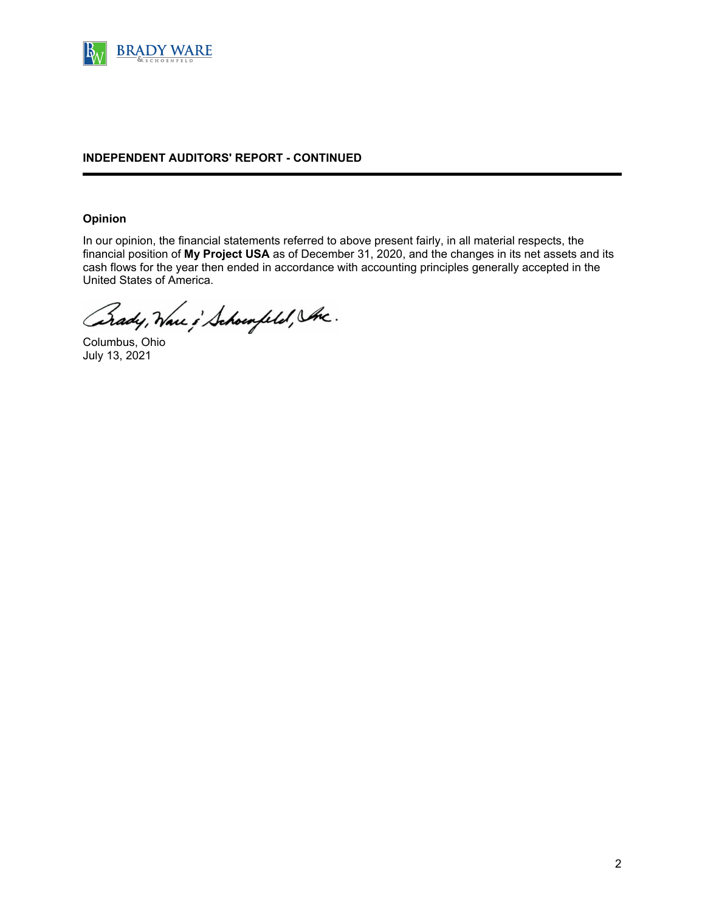**INDEPENDENT AUDITORS' REPORT - CONTINUED**

**Opinion**

In our opinion, the financial statements referred to above present fairly, in all material respects, the financial position of **My Project USA** as of December 31, 2020, and the changes in its net assets and its cash flows for the year then ended in accordance with accounting principles generally accepted in the United States of America.

Brady, Ware & Schoenfeld, Inc.

Columbus, Ohio
July 13, 2021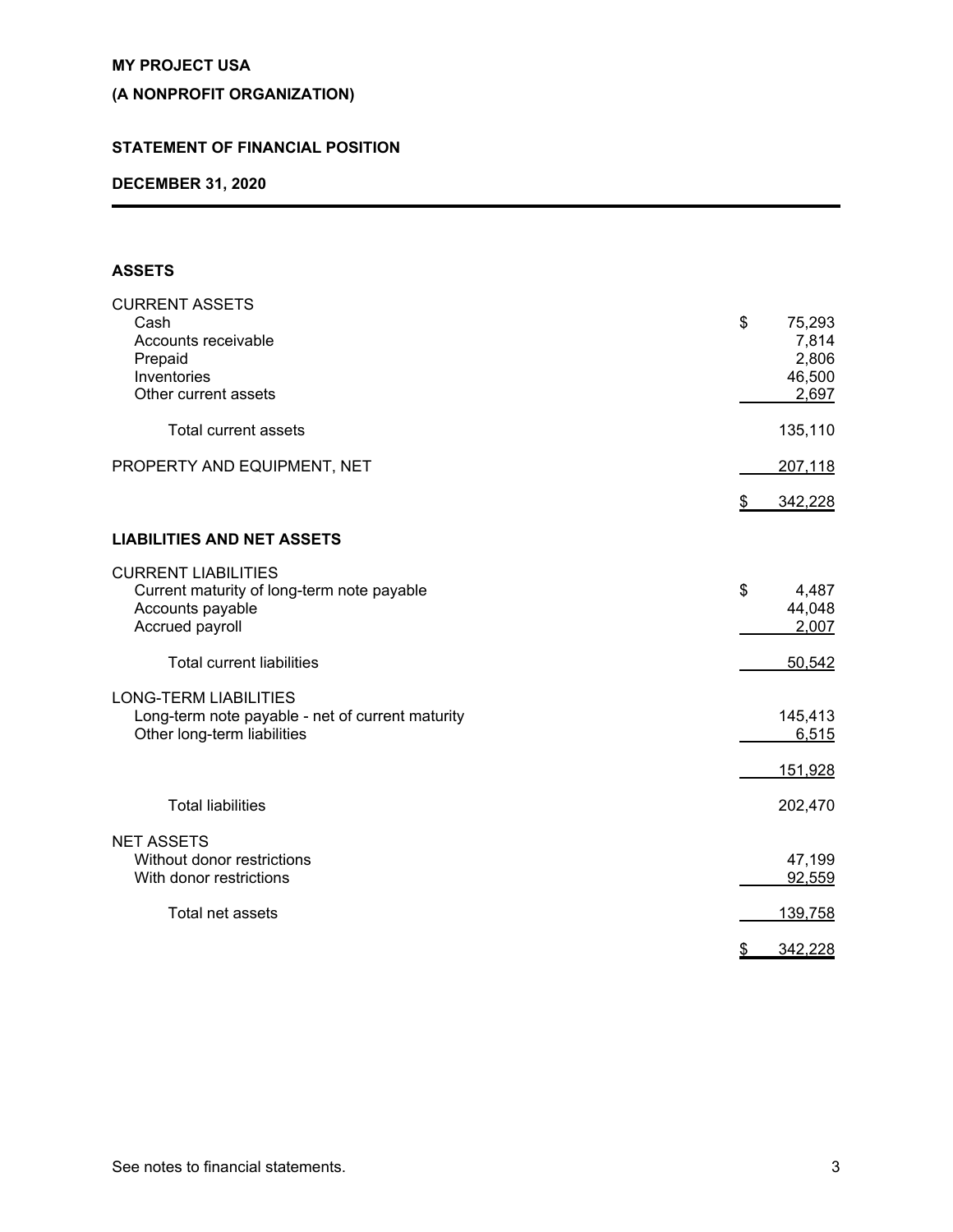**MY PROJECT USA**

**(A NONPROFIT ORGANIZATION)**

**STATEMENT OF FINANCIAL POSITION**

**DECEMBER 31, 2020**

**ASSETS**

| | |
|---|---|
| CURRENT ASSETS | |
| Cash | $ 75,293 |
| Accounts receivable | 7,814 |
| Prepaid | 2,806 |
| Inventories | 46,500 |
| Other current assets | 2,697 |
| Total current assets | 135,110 |
| PROPERTY AND EQUIPMENT, NET | 207,118 |
| | $ 342,228 |

**LIABILITIES AND NET ASSETS**

| | |
|---|---|
| CURRENT LIABILITIES | |
| Current maturity of long-term note payable | $ 4,487 |
| Accounts payable | 44,048 |
| Accrued payroll | 2,007 |
| Total current liabilities | 50,542 |
| LONG-TERM LIABILITIES | |
| Long-term note payable - net of current maturity | 145,413 |
| Other long-term liabilities | 6,515 |
| | 151,928 |
| Total liabilities | 202,470 |
| NET ASSETS | |
| Without donor restrictions | 47,199 |
| With donor restrictions | 92,559 |
| Total net assets | 139,758 |
| | $ 342,228 |

See notes to financial statements.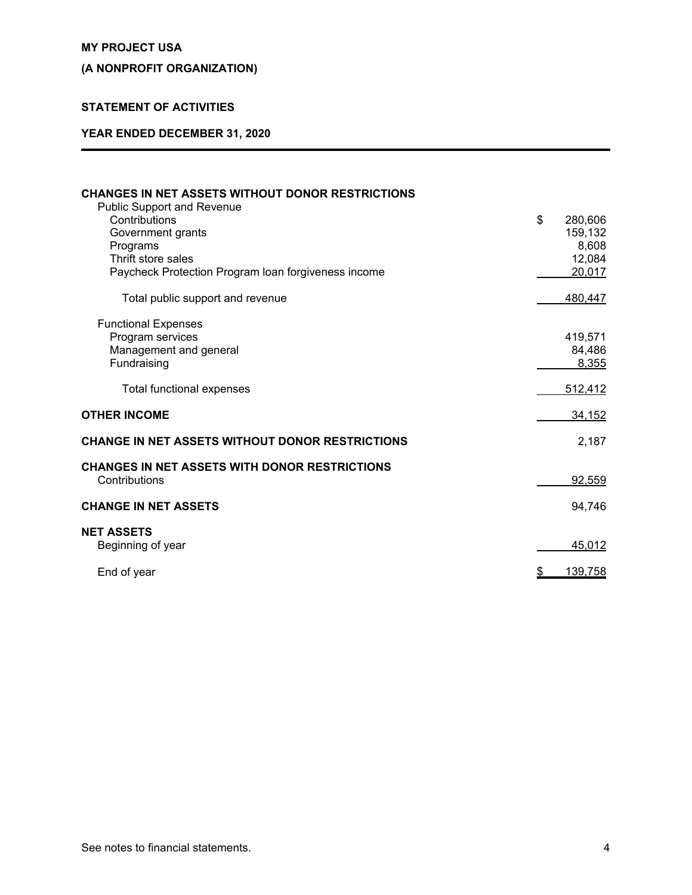**MY PROJECT USA**

**(A NONPROFIT ORGANIZATION)**

**STATEMENT OF ACTIVITIES**

**YEAR ENDED DECEMBER 31, 2020**

| | |
|---|---|
| **CHANGES IN NET ASSETS WITHOUT DONOR RESTRICTIONS** | |
| Public Support and Revenue | |
| Contributions | $ 280,606 |
| Government grants | 159,132 |
| Programs | 8,608 |
| Thrift store sales | 12,084 |
| Paycheck Protection Program loan forgiveness income | 20,017 |
| Total public support and revenue | 480,447 |
| Functional Expenses | |
| Program services | 419,571 |
| Management and general | 84,486 |
| Fundraising | 8,355 |
| Total functional expenses | 512,412 |
| **OTHER INCOME** | 34,152 |
| **CHANGE IN NET ASSETS WITHOUT DONOR RESTRICTIONS** | 2,187 |
| **CHANGES IN NET ASSETS WITH DONOR RESTRICTIONS** | |
| Contributions | 92,559 |
| **CHANGE IN NET ASSETS** | 94,746 |
| **NET ASSETS** | |
| Beginning of year | 45,012 |
| End of year | $ 139,758 |

See notes to financial statements.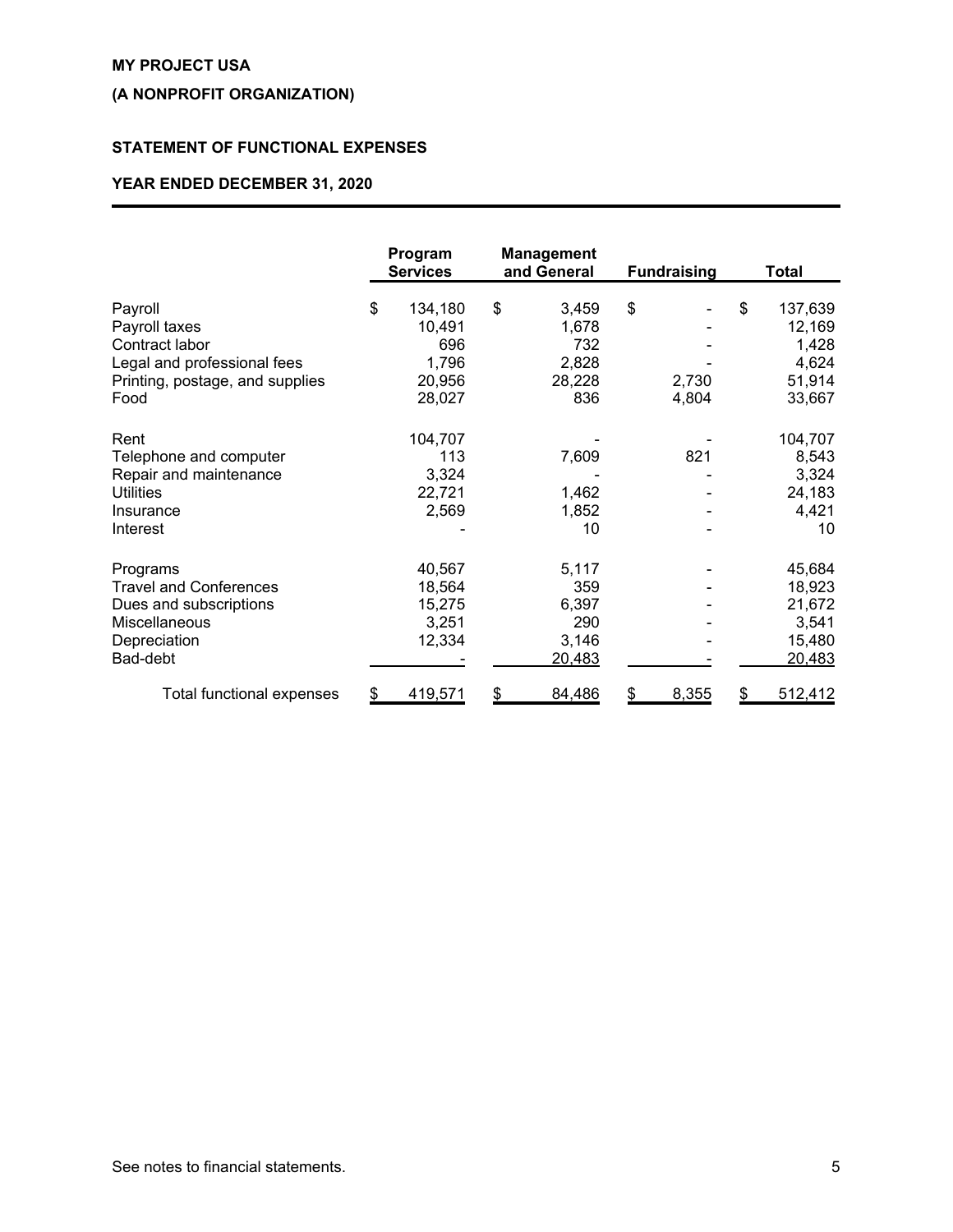**MY PROJECT USA**

**(A NONPROFIT ORGANIZATION)**

**STATEMENT OF FUNCTIONAL EXPENSES**

**YEAR ENDED DECEMBER 31, 2020**

| | Program Services | Management and General | Fundraising | Total |
|---|---|---|---|---|
| Payroll | $ 134,180 | $ 3,459 | $ - | $ 137,639 |
| Payroll taxes | 10,491 | 1,678 | - | 12,169 |
| Contract labor | 696 | 732 | - | 1,428 |
| Legal and professional fees | 1,796 | 2,828 | - | 4,624 |
| Printing, postage, and supplies | 20,956 | 28,228 | 2,730 | 51,914 |
| Food | 28,027 | 836 | 4,804 | 33,667 |
| Rent | 104,707 | - | - | 104,707 |
| Telephone and computer | 113 | 7,609 | 821 | 8,543 |
| Repair and maintenance | 3,324 | - | - | 3,324 |
| Utilities | 22,721 | 1,462 | - | 24,183 |
| Insurance | 2,569 | 1,852 | - | 4,421 |
| Interest | - | 10 | - | 10 |
| Programs | 40,567 | 5,117 | - | 45,684 |
| Travel and Conferences | 18,564 | 359 | - | 18,923 |
| Dues and subscriptions | 15,275 | 6,397 | - | 21,672 |
| Miscellaneous | 3,251 | 290 | - | 3,541 |
| Depreciation | 12,334 | 3,146 | - | 15,480 |
| Bad-debt | - | 20,483 | - | 20,483 |
| Total functional expenses | $ 419,571 | $ 84,486 | $ 8,355 | $ 512,412 |

See notes to financial statements.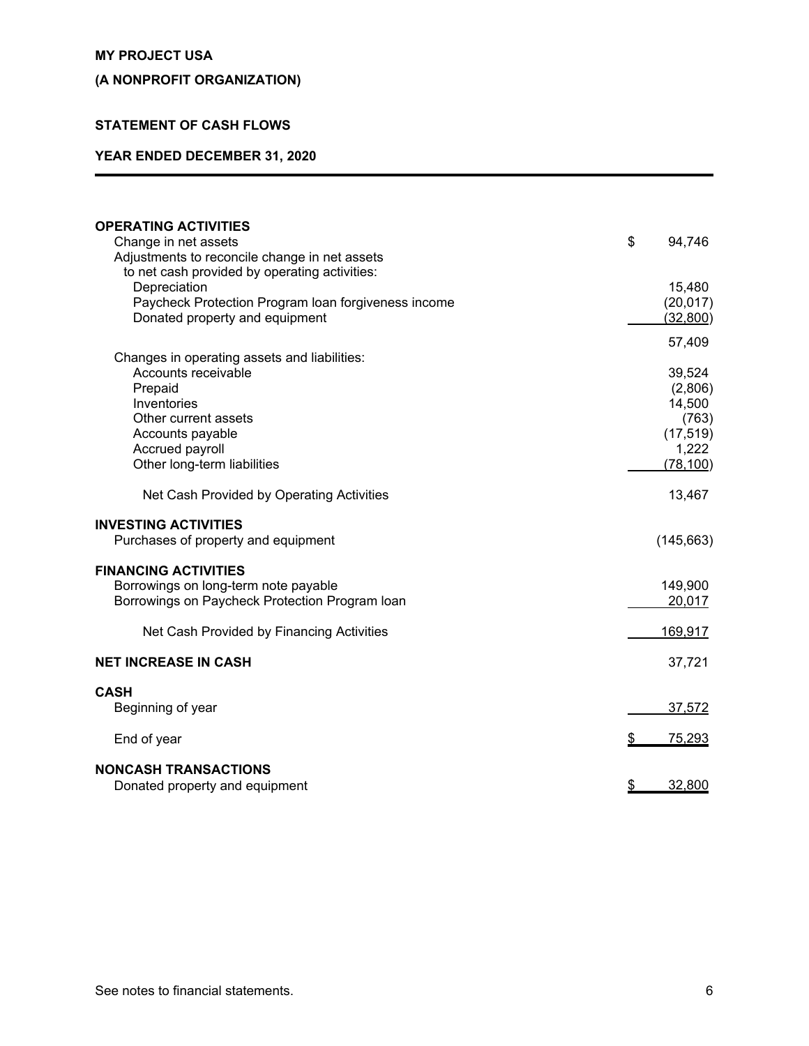**MY PROJECT USA**

**(A NONPROFIT ORGANIZATION)**

**STATEMENT OF CASH FLOWS**

**YEAR ENDED DECEMBER 31, 2020**

| | |
|---|---|
| **OPERATING ACTIVITIES** | |
| Change in net assets | $ 94,746 |
| Adjustments to reconcile change in net assets to net cash provided by operating activities: | |
| Depreciation | 15,480 |
| Paycheck Protection Program loan forgiveness income | (20,017) |
| Donated property and equipment | (32,800) |
| | 57,409 |
| Changes in operating assets and liabilities: | |
| Accounts receivable | 39,524 |
| Prepaid | (2,806) |
| Inventories | 14,500 |
| Other current assets | (763) |
| Accounts payable | (17,519) |
| Accrued payroll | 1,222 |
| Other long-term liabilities | (78,100) |
| Net Cash Provided by Operating Activities | 13,467 |
| **INVESTING ACTIVITIES** | |
| Purchases of property and equipment | (145,663) |
| **FINANCING ACTIVITIES** | |
| Borrowings on long-term note payable | 149,900 |
| Borrowings on Paycheck Protection Program loan | 20,017 |
| Net Cash Provided by Financing Activities | 169,917 |
| **NET INCREASE IN CASH** | 37,721 |
| **CASH** | |
| Beginning of year | 37,572 |
| End of year | $ 75,293 |
| **NONCASH TRANSACTIONS** | |
| Donated property and equipment | $ 32,800 |

See notes to financial statements.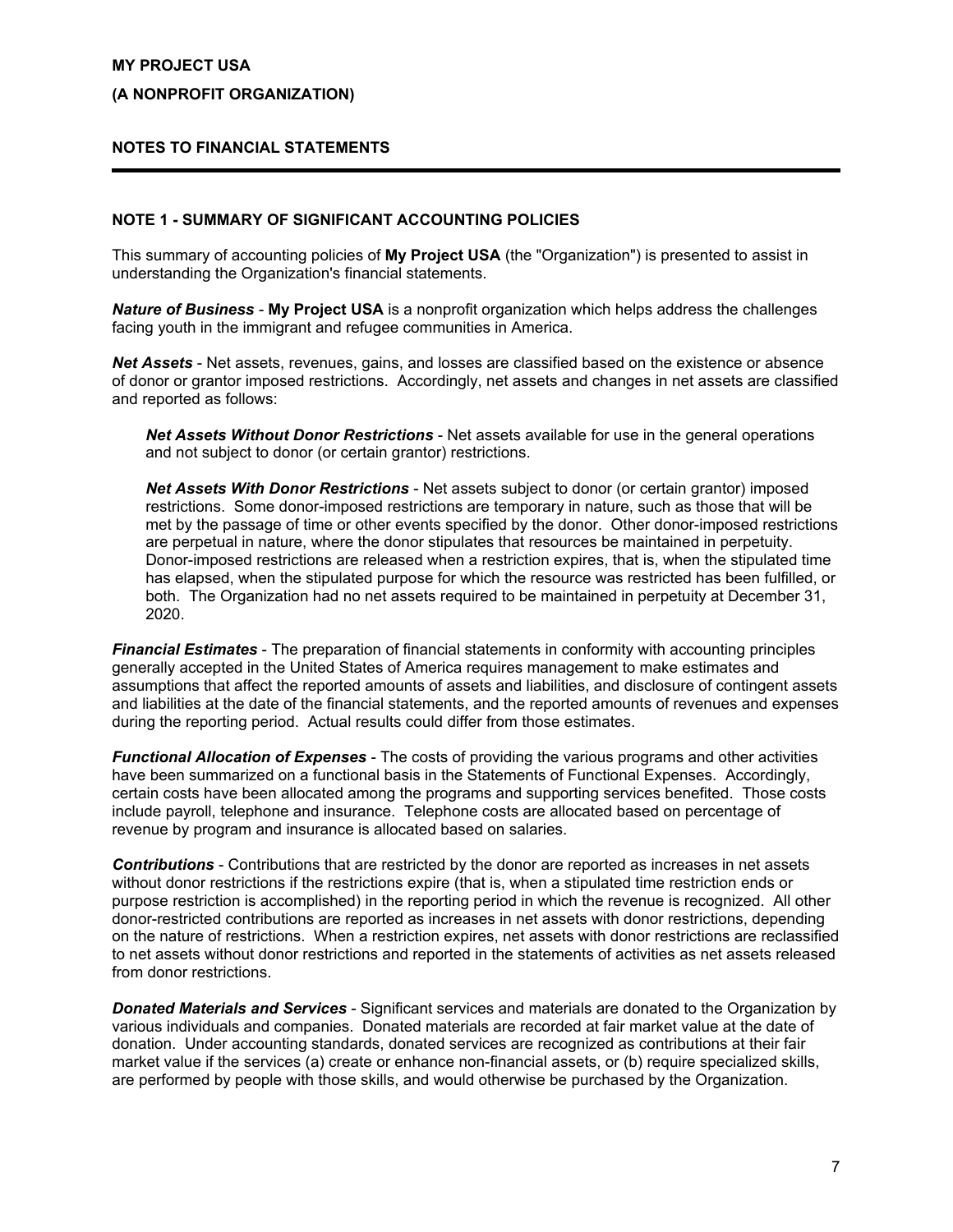**MY PROJECT USA**

**(A NONPROFIT ORGANIZATION)**

**NOTES TO FINANCIAL STATEMENTS**

---

## NOTE 1 - SUMMARY OF SIGNIFICANT ACCOUNTING POLICIES

This summary of accounting policies of **My Project USA** (the "Organization") is presented to assist in understanding the Organization's financial statements.

***Nature of Business*** - **My Project USA** is a nonprofit organization which helps address the challenges facing youth in the immigrant and refugee communities in America.

***Net Assets*** - Net assets, revenues, gains, and losses are classified based on the existence or absence of donor or grantor imposed restrictions. Accordingly, net assets and changes in net assets are classified and reported as follows:

> ***Net Assets Without Donor Restrictions*** - Net assets available for use in the general operations and not subject to donor (or certain grantor) restrictions.
>
> ***Net Assets With Donor Restrictions*** - Net assets subject to donor (or certain grantor) imposed restrictions. Some donor-imposed restrictions are temporary in nature, such as those that will be met by the passage of time or other events specified by the donor. Other donor-imposed restrictions are perpetual in nature, where the donor stipulates that resources be maintained in perpetuity. Donor-imposed restrictions are released when a restriction expires, that is, when the stipulated time has elapsed, when the stipulated purpose for which the resource was restricted has been fulfilled, or both. The Organization had no net assets required to be maintained in perpetuity at December 31, 2020.

***Financial Estimates*** - The preparation of financial statements in conformity with accounting principles generally accepted in the United States of America requires management to make estimates and assumptions that affect the reported amounts of assets and liabilities, and disclosure of contingent assets and liabilities at the date of the financial statements, and the reported amounts of revenues and expenses during the reporting period. Actual results could differ from those estimates.

***Functional Allocation of Expenses*** - The costs of providing the various programs and other activities have been summarized on a functional basis in the Statements of Functional Expenses. Accordingly, certain costs have been allocated among the programs and supporting services benefited. Those costs include payroll, telephone and insurance. Telephone costs are allocated based on percentage of revenue by program and insurance is allocated based on salaries.

***Contributions*** - Contributions that are restricted by the donor are reported as increases in net assets without donor restrictions if the restrictions expire (that is, when a stipulated time restriction ends or purpose restriction is accomplished) in the reporting period in which the revenue is recognized. All other donor-restricted contributions are reported as increases in net assets with donor restrictions, depending on the nature of restrictions. When a restriction expires, net assets with donor restrictions are reclassified to net assets without donor restrictions and reported in the statements of activities as net assets released from donor restrictions.

***Donated Materials and Services*** - Significant services and materials are donated to the Organization by various individuals and companies. Donated materials are recorded at fair market value at the date of donation. Under accounting standards, donated services are recognized as contributions at their fair market value if the services (a) create or enhance non-financial assets, or (b) require specialized skills, are performed by people with those skills, and would otherwise be purchased by the Organization.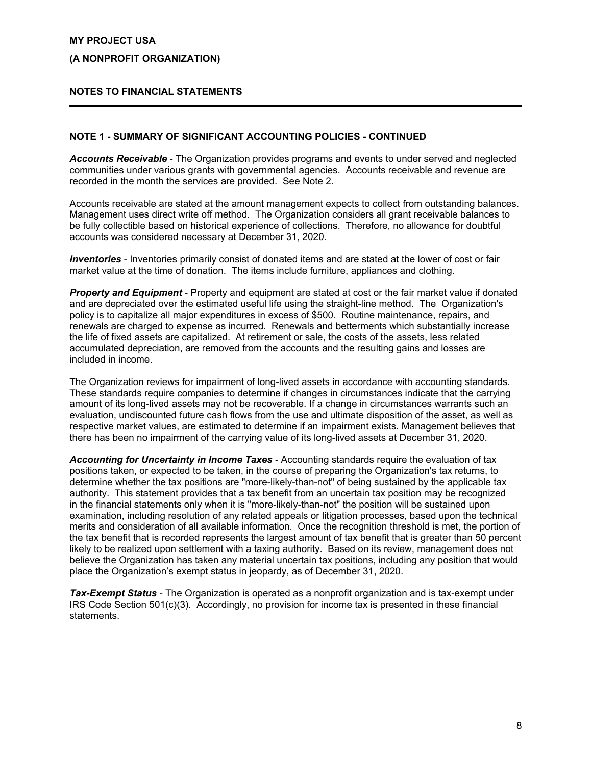**MY PROJECT USA**

**(A NONPROFIT ORGANIZATION)**

**NOTES TO FINANCIAL STATEMENTS**

---

**NOTE 1 - SUMMARY OF SIGNIFICANT ACCOUNTING POLICIES - CONTINUED**

***Accounts Receivable*** - The Organization provides programs and events to under served and neglected communities under various grants with governmental agencies. Accounts receivable and revenue are recorded in the month the services are provided. See Note 2.

Accounts receivable are stated at the amount management expects to collect from outstanding balances. Management uses direct write off method. The Organization considers all grant receivable balances to be fully collectible based on historical experience of collections. Therefore, no allowance for doubtful accounts was considered necessary at December 31, 2020.

***Inventories*** - Inventories primarily consist of donated items and are stated at the lower of cost or fair market value at the time of donation. The items include furniture, appliances and clothing.

***Property and Equipment*** - Property and equipment are stated at cost or the fair market value if donated and are depreciated over the estimated useful life using the straight-line method. The Organization's policy is to capitalize all major expenditures in excess of $500. Routine maintenance, repairs, and renewals are charged to expense as incurred. Renewals and betterments which substantially increase the life of fixed assets are capitalized. At retirement or sale, the costs of the assets, less related accumulated depreciation, are removed from the accounts and the resulting gains and losses are included in income.

The Organization reviews for impairment of long-lived assets in accordance with accounting standards. These standards require companies to determine if changes in circumstances indicate that the carrying amount of its long-lived assets may not be recoverable. If a change in circumstances warrants such an evaluation, undiscounted future cash flows from the use and ultimate disposition of the asset, as well as respective market values, are estimated to determine if an impairment exists. Management believes that there has been no impairment of the carrying value of its long-lived assets at December 31, 2020.

***Accounting for Uncertainty in Income Taxes*** - Accounting standards require the evaluation of tax positions taken, or expected to be taken, in the course of preparing the Organization's tax returns, to determine whether the tax positions are "more-likely-than-not" of being sustained by the applicable tax authority. This statement provides that a tax benefit from an uncertain tax position may be recognized in the financial statements only when it is "more-likely-than-not" the position will be sustained upon examination, including resolution of any related appeals or litigation processes, based upon the technical merits and consideration of all available information. Once the recognition threshold is met, the portion of the tax benefit that is recorded represents the largest amount of tax benefit that is greater than 50 percent likely to be realized upon settlement with a taxing authority. Based on its review, management does not believe the Organization has taken any material uncertain tax positions, including any position that would place the Organization's exempt status in jeopardy, as of December 31, 2020.

***Tax-Exempt Status*** - The Organization is operated as a nonprofit organization and is tax-exempt under IRS Code Section 501(c)(3). Accordingly, no provision for income tax is presented in these financial statements.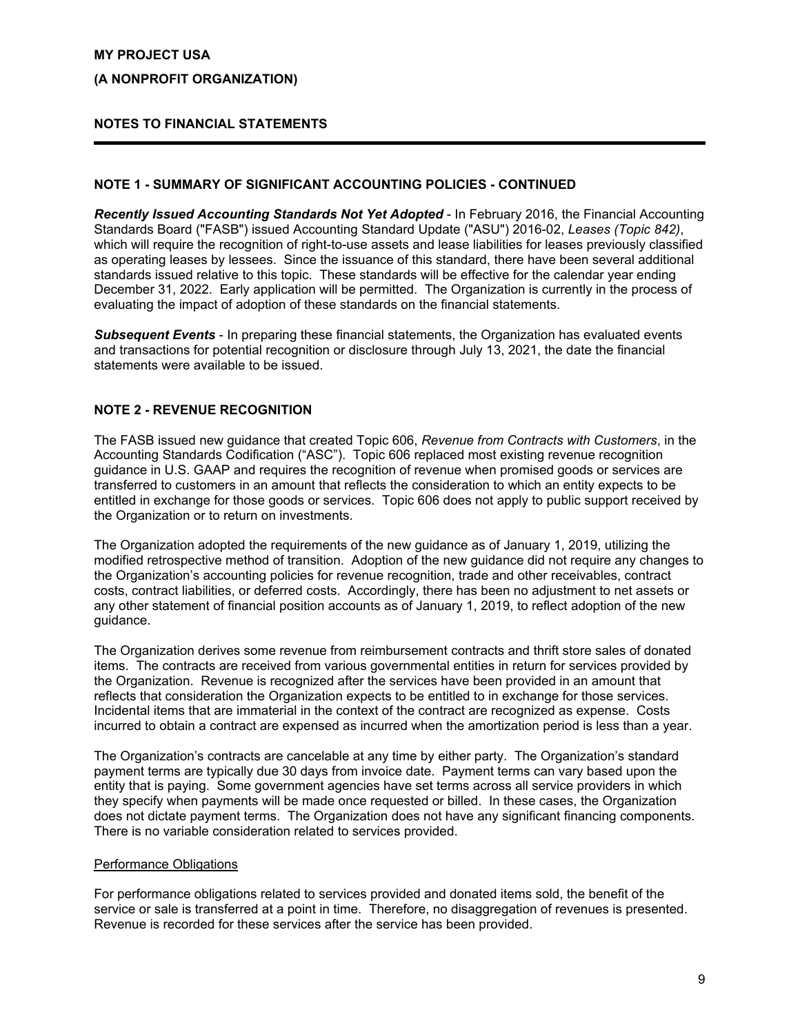**MY PROJECT USA**

**(A NONPROFIT ORGANIZATION)**

**NOTES TO FINANCIAL STATEMENTS**

---

**NOTE 1 - SUMMARY OF SIGNIFICANT ACCOUNTING POLICIES - CONTINUED**

***Recently Issued Accounting Standards Not Yet Adopted*** - In February 2016, the Financial Accounting Standards Board ("FASB") issued Accounting Standard Update ("ASU") 2016-02, *Leases (Topic 842)*, which will require the recognition of right-to-use assets and lease liabilities for leases previously classified as operating leases by lessees. Since the issuance of this standard, there have been several additional standards issued relative to this topic. These standards will be effective for the calendar year ending December 31, 2022. Early application will be permitted. The Organization is currently in the process of evaluating the impact of adoption of these standards on the financial statements.

***Subsequent Events*** - In preparing these financial statements, the Organization has evaluated events and transactions for potential recognition or disclosure through July 13, 2021, the date the financial statements were available to be issued.

**NOTE 2 - REVENUE RECOGNITION**

The FASB issued new guidance that created Topic 606, *Revenue from Contracts with Customers*, in the Accounting Standards Codification ("ASC"). Topic 606 replaced most existing revenue recognition guidance in U.S. GAAP and requires the recognition of revenue when promised goods or services are transferred to customers in an amount that reflects the consideration to which an entity expects to be entitled in exchange for those goods or services. Topic 606 does not apply to public support received by the Organization or to return on investments.

The Organization adopted the requirements of the new guidance as of January 1, 2019, utilizing the modified retrospective method of transition. Adoption of the new guidance did not require any changes to the Organization's accounting policies for revenue recognition, trade and other receivables, contract costs, contract liabilities, or deferred costs. Accordingly, there has been no adjustment to net assets or any other statement of financial position accounts as of January 1, 2019, to reflect adoption of the new guidance.

The Organization derives some revenue from reimbursement contracts and thrift store sales of donated items. The contracts are received from various governmental entities in return for services provided by the Organization. Revenue is recognized after the services have been provided in an amount that reflects that consideration the Organization expects to be entitled to in exchange for those services. Incidental items that are immaterial in the context of the contract are recognized as expense. Costs incurred to obtain a contract are expensed as incurred when the amortization period is less than a year.

The Organization's contracts are cancelable at any time by either party. The Organization's standard payment terms are typically due 30 days from invoice date. Payment terms can vary based upon the entity that is paying. Some government agencies have set terms across all service providers in which they specify when payments will be made once requested or billed. In these cases, the Organization does not dictate payment terms. The Organization does not have any significant financing components. There is no variable consideration related to services provided.

Performance Obligations

For performance obligations related to services provided and donated items sold, the benefit of the service or sale is transferred at a point in time. Therefore, no disaggregation of revenues is presented. Revenue is recorded for these services after the service has been provided.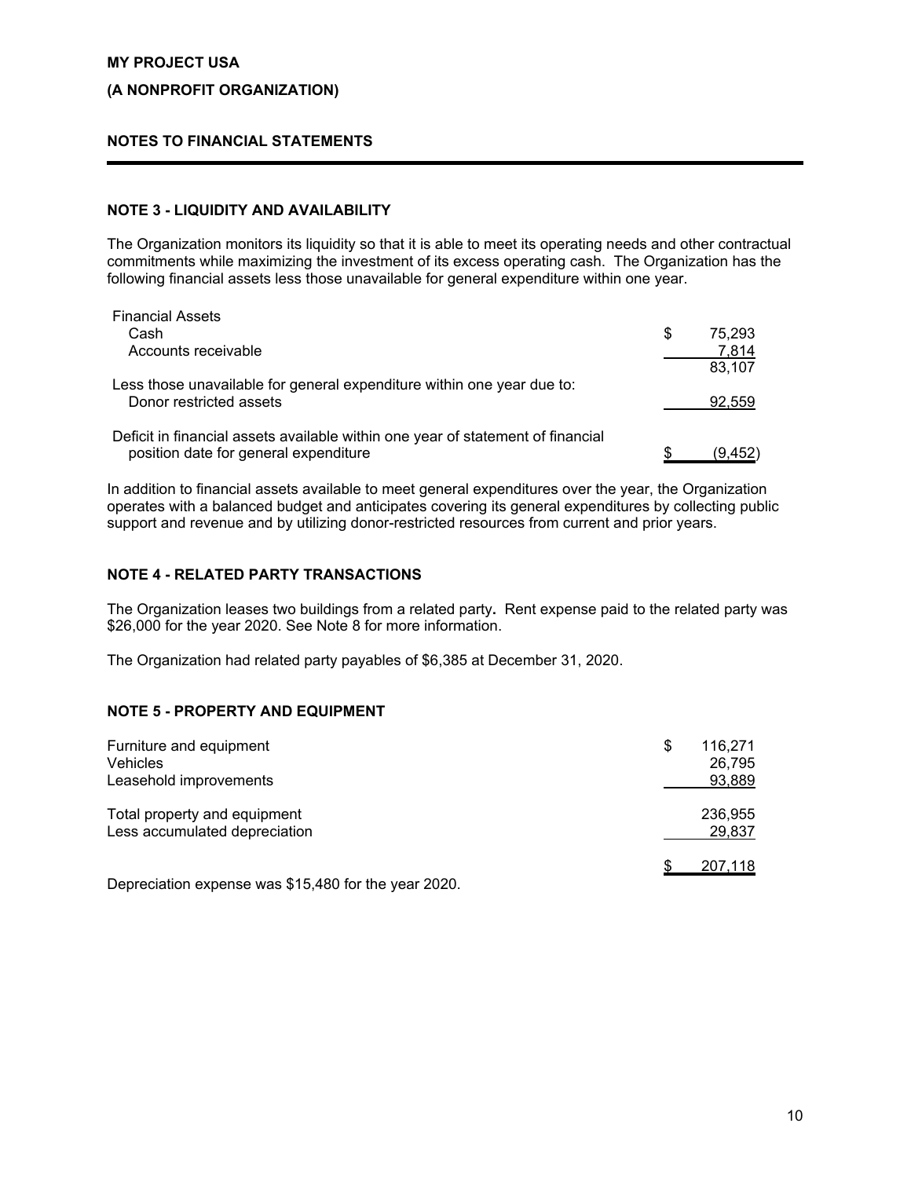**MY PROJECT USA**

**(A NONPROFIT ORGANIZATION)**

**NOTES TO FINANCIAL STATEMENTS**

## NOTE 3 - LIQUIDITY AND AVAILABILITY

The Organization monitors its liquidity so that it is able to meet its operating needs and other contractual commitments while maximizing the investment of its excess operating cash. The Organization has the following financial assets less those unavailable for general expenditure within one year.

| | |
|---|---|
| Financial Assets | |
| Cash | $ 75,293 |
| Accounts receivable | 7,814 |
| | 83,107 |
| Less those unavailable for general expenditure within one year due to: | |
| Donor restricted assets | 92,559 |
| Deficit in financial assets available within one year of statement of financial position date for general expenditure | $ (9,452) |

In addition to financial assets available to meet general expenditures over the year, the Organization operates with a balanced budget and anticipates covering its general expenditures by collecting public support and revenue and by utilizing donor-restricted resources from current and prior years.

## NOTE 4 - RELATED PARTY TRANSACTIONS

The Organization leases two buildings from a related party**.** Rent expense paid to the related party was $26,000 for the year 2020. See Note 8 for more information.

The Organization had related party payables of $6,385 at December 31, 2020.

## NOTE 5 - PROPERTY AND EQUIPMENT

| | |
|---|---|
| Furniture and equipment | $ 116,271 |
| Vehicles | 26,795 |
| Leasehold improvements | 93,889 |
| Total property and equipment | 236,955 |
| Less accumulated depreciation | 29,837 |
| | $ 207,118 |

Depreciation expense was $15,480 for the year 2020.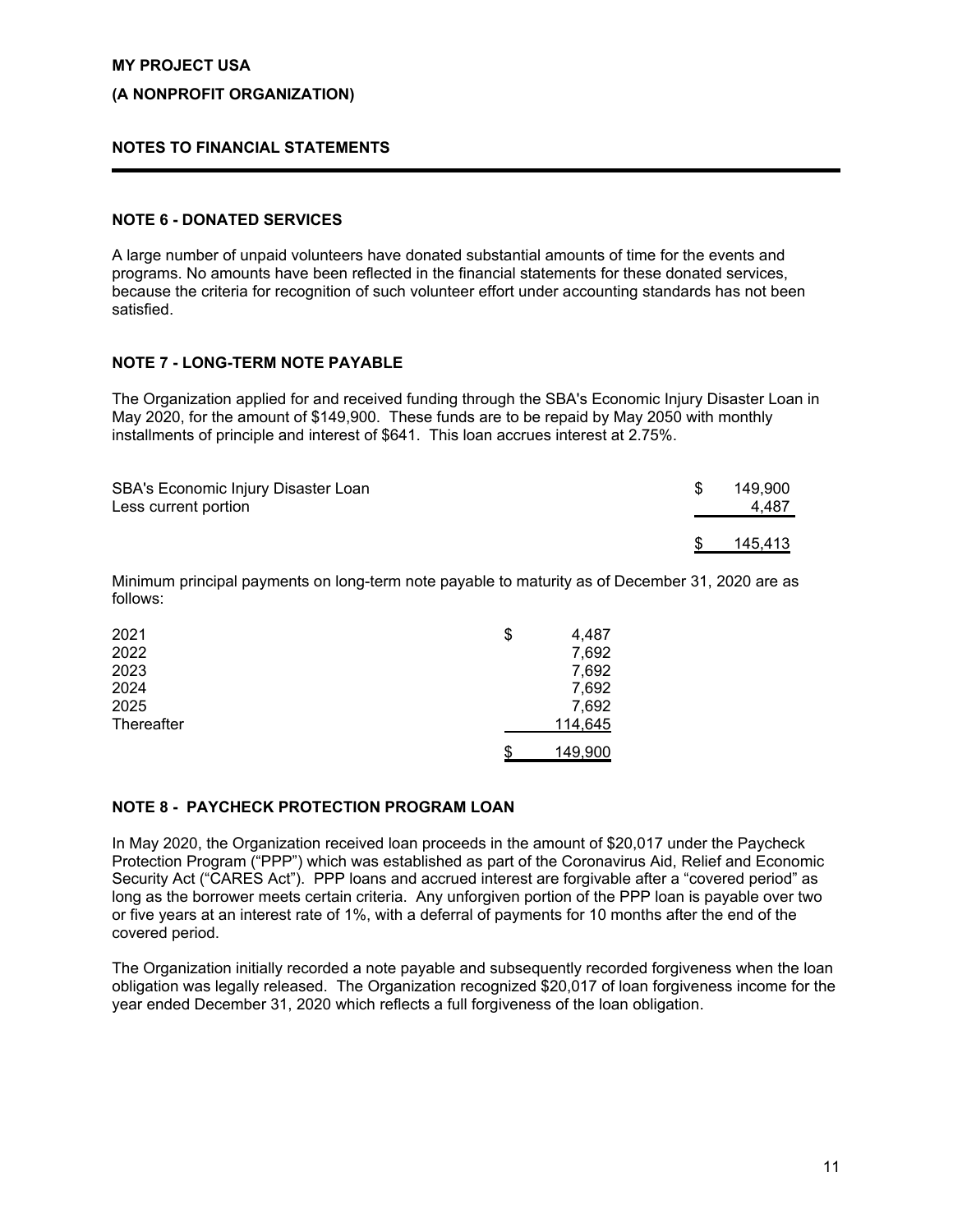MY PROJECT USA

(A NONPROFIT ORGANIZATION)

NOTES TO FINANCIAL STATEMENTS

## NOTE 6 - DONATED SERVICES

A large number of unpaid volunteers have donated substantial amounts of time for the events and programs. No amounts have been reflected in the financial statements for these donated services, because the criteria for recognition of such volunteer effort under accounting standards has not been satisfied.

## NOTE 7 - LONG-TERM NOTE PAYABLE

The Organization applied for and received funding through the SBA's Economic Injury Disaster Loan in May 2020, for the amount of $149,900. These funds are to be repaid by May 2050 with monthly installments of principal and interest of $641. This loan accrues interest at 2.75%.

| | |
|---|---|
| SBA's Economic Injury Disaster Loan | $ 149,900 |
| Less current portion | 4,487 |
| | $ 145,413 |

Minimum principal payments on long-term note payable to maturity as of December 31, 2020 are as follows:

| | |
|---|---|
| 2021 | $ 4,487 |
| 2022 | 7,692 |
| 2023 | 7,692 |
| 2024 | 7,692 |
| 2025 | 7,692 |
| Thereafter | 114,645 |
| | $ 149,900 |

## NOTE 8 - PAYCHECK PROTECTION PROGRAM LOAN

In May 2020, the Organization received loan proceeds in the amount of $20,017 under the Paycheck Protection Program ("PPP") which was established as part of the Coronavirus Aid, Relief and Economic Security Act ("CARES Act"). PPP loans and accrued interest are forgivable after a "covered period" as long as the borrower meets certain criteria. Any unforgiven portion of the PPP loan is payable over two or five years at an interest rate of 1%, with a deferral of payments for 10 months after the end of the covered period.

The Organization initially recorded a note payable and subsequently recorded forgiveness when the loan obligation was legally released. The Organization recognized $20,017 of loan forgiveness income for the year ended December 31, 2020 which reflects a full forgiveness of the loan obligation.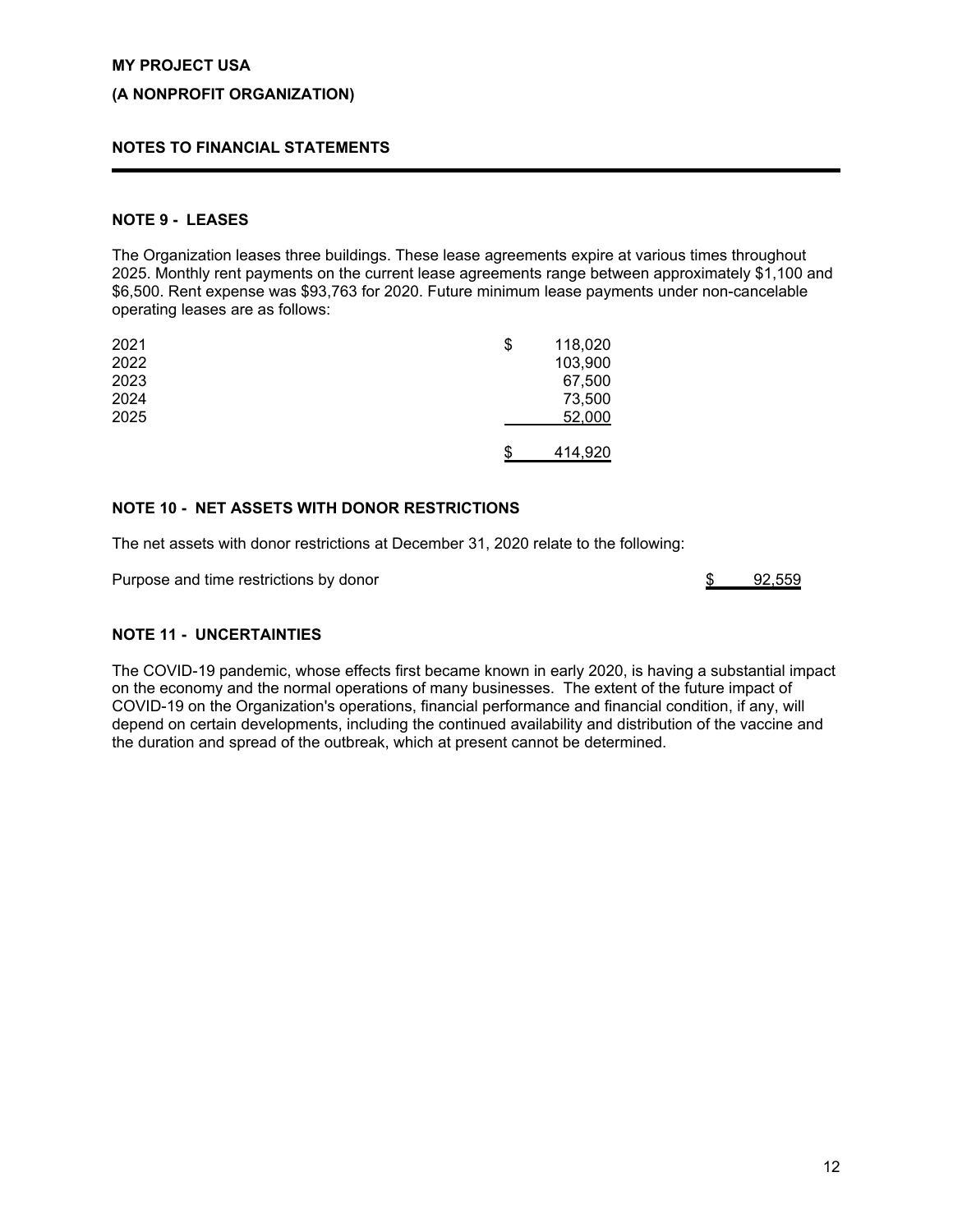**MY PROJECT USA**

**(A NONPROFIT ORGANIZATION)**

**NOTES TO FINANCIAL STATEMENTS**

### NOTE 9 - LEASES

The Organization leases three buildings. These lease agreements expire at various times throughout 2025. Monthly rent payments on the current lease agreements range between approximately $1,100 and $6,500. Rent expense was $93,763 for 2020. Future minimum lease payments under non-cancelable operating leases are as follows:

| | | |
|---|---|---|
| 2021 | $ | 118,020 |
| 2022 | | 103,900 |
| 2023 | | 67,500 |
| 2024 | | 73,500 |
| 2025 | | 52,000 |
| | $ | 414,920 |

### NOTE 10 - NET ASSETS WITH DONOR RESTRICTIONS

The net assets with donor restrictions at December 31, 2020 relate to the following:

| | | |
|---|---|---|
| Purpose and time restrictions by donor | $ | 92,559 |

### NOTE 11 - UNCERTAINTIES

The COVID-19 pandemic, whose effects first became known in early 2020, is having a substantial impact on the economy and the normal operations of many businesses. The extent of the future impact of COVID-19 on the Organization's operations, financial performance and financial condition, if any, will depend on certain developments, including the continued availability and distribution of the vaccine and the duration and spread of the outbreak, which at present cannot be determined.